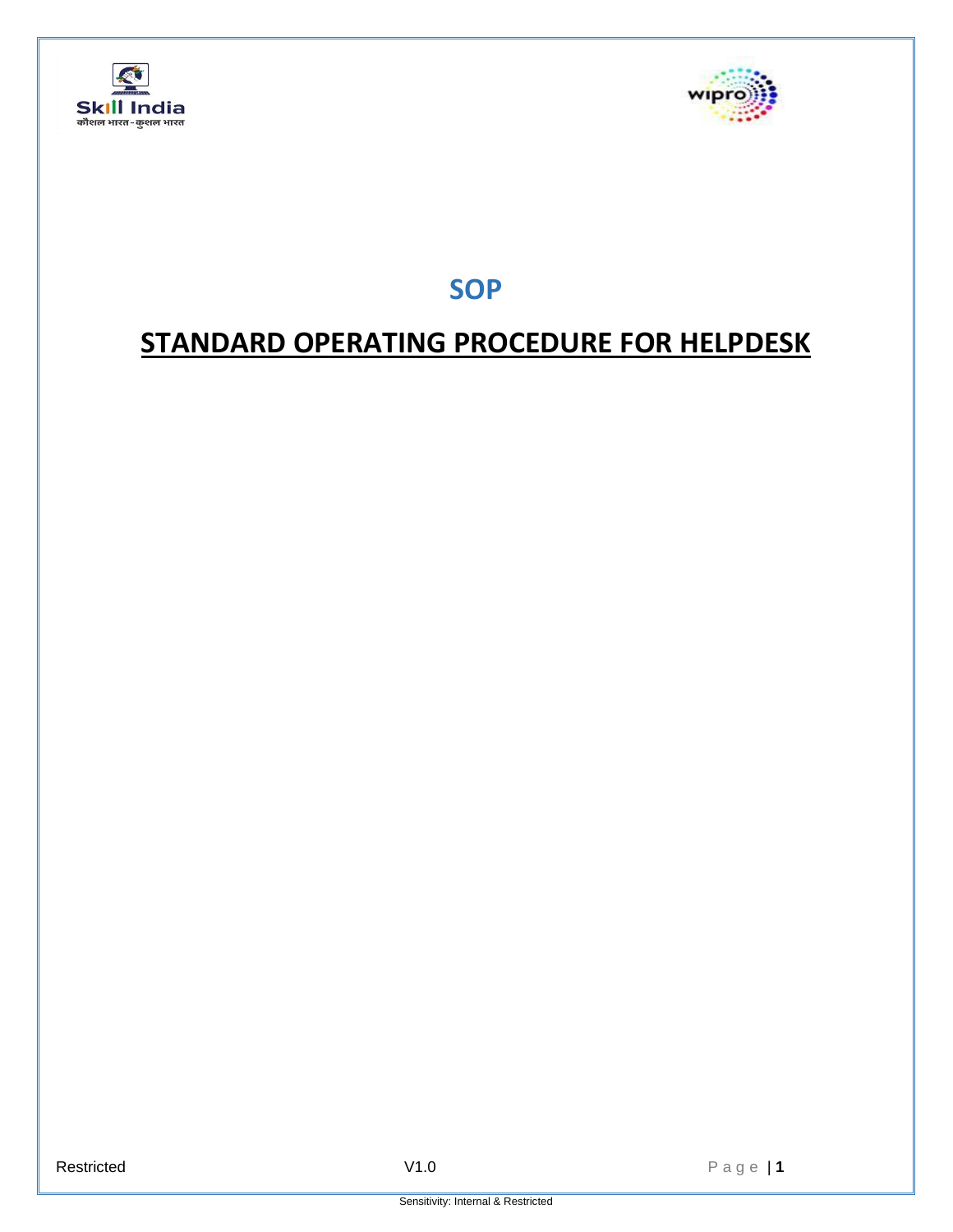# SOP

## STANDARD OPERATING PROCEDURE FOR HELPDESK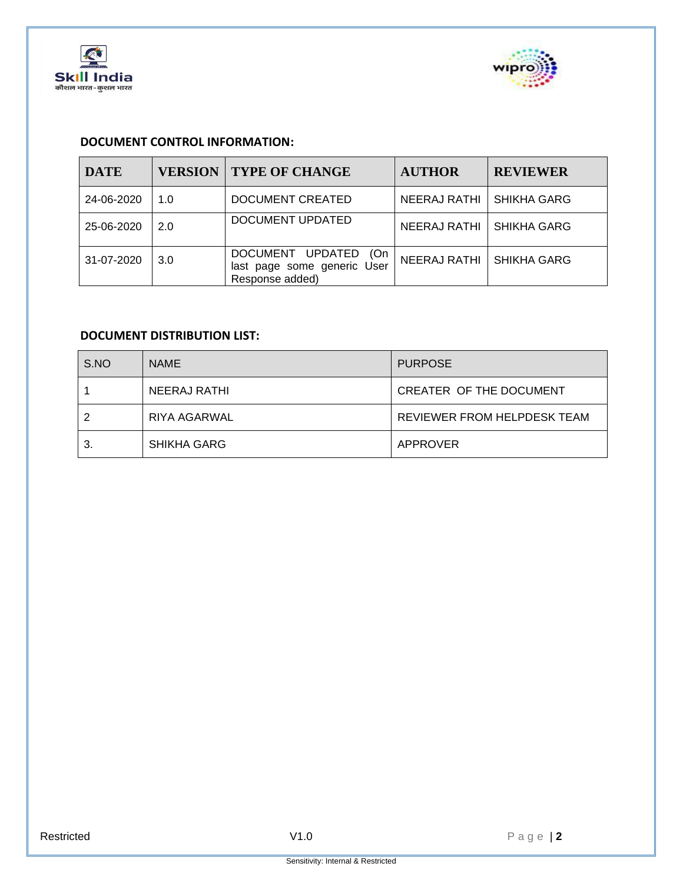**DOCUMENT CONTROL INFORMATION:**

| DATE | VERSION | TYPE OF CHANGE | AUTHOR | REVIEWER |
|---|---|---|---|---|
| 24-06-2020 | 1.0 | DOCUMENT CREATED | NEERAJ RATHI | SHIKHA GARG |
| 25-06-2020 | 2.0 | DOCUMENT UPDATED | NEERAJ RATHI | SHIKHA GARG |
| 31-07-2020 | 3.0 | DOCUMENT UPDATED (On last page some generic User Response added) | NEERAJ RATHI | SHIKHA GARG |

**DOCUMENT DISTRIBUTION LIST:**

| S.NO | NAME | PURPOSE |
|---|---|---|
| 1 | NEERAJ RATHI | CREATER OF THE DOCUMENT |
| 2 | RIYA AGARWAL | REVIEWER FROM HELPDESK TEAM |
| 3. | SHIKHA GARG | APPROVER |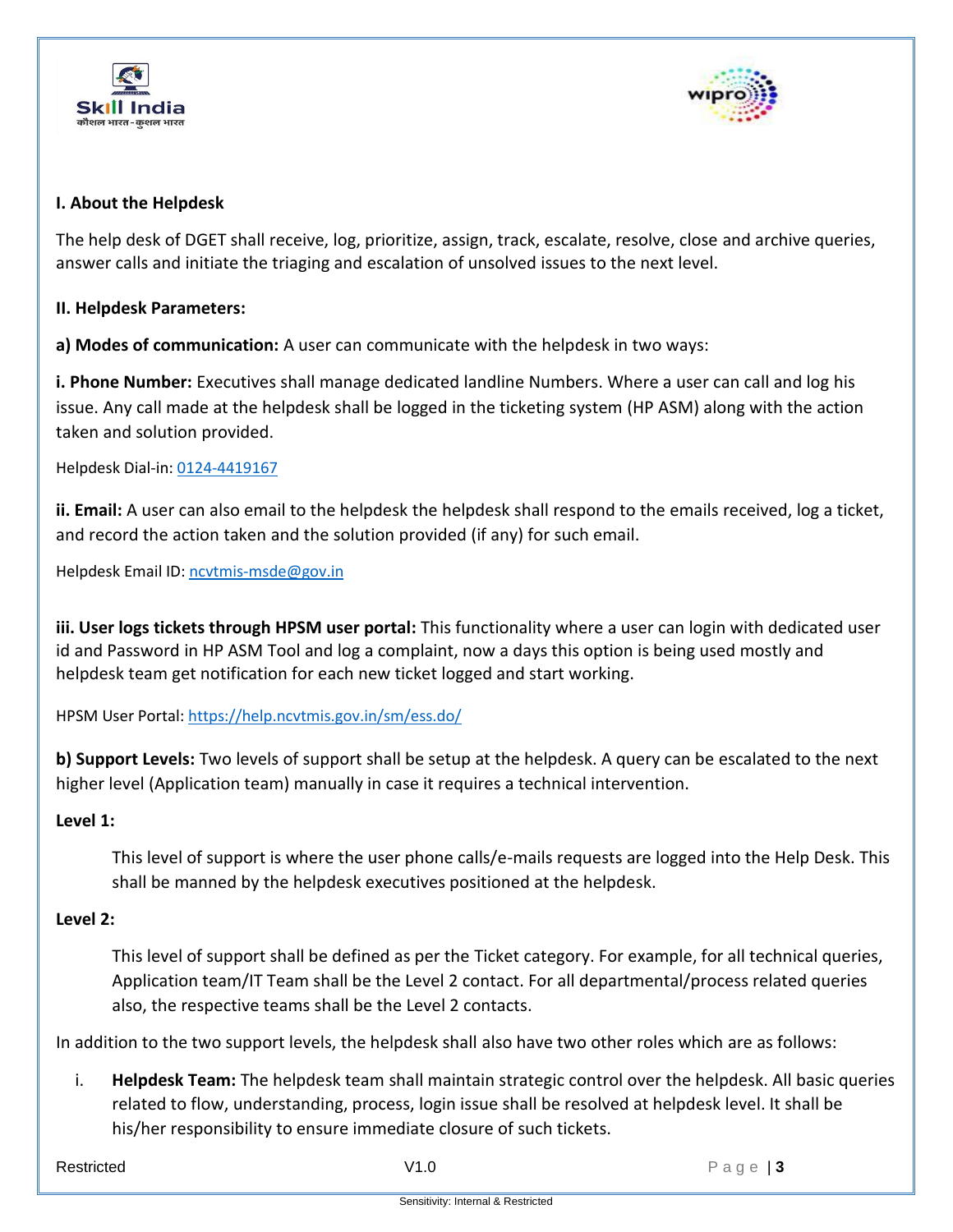**I. About the Helpdesk**

The help desk of DGET shall receive, log, prioritize, assign, track, escalate, resolve, close and archive queries, answer calls and initiate the triaging and escalation of unsolved issues to the next level.

**II. Helpdesk Parameters:**

**a) Modes of communication:** A user can communicate with the helpdesk in two ways:

**i. Phone Number:** Executives shall manage dedicated landline Numbers. Where a user can call and log his issue. Any call made at the helpdesk shall be logged in the ticketing system (HP ASM) along with the action taken and solution provided.

Helpdesk Dial-in: 0124-4419167

**ii. Email:** A user can also email to the helpdesk the helpdesk shall respond to the emails received, log a ticket, and record the action taken and the solution provided (if any) for such email.

Helpdesk Email ID: ncvtmis-msde@gov.in

**iii. User logs tickets through HPSM user portal:** This functionality where a user can login with dedicated user id and Password in HP ASM Tool and log a complaint, now a days this option is being used mostly and helpdesk team get notification for each new ticket logged and start working.

HPSM User Portal: https://help.ncvtmis.gov.in/sm/ess.do/

**b) Support Levels:** Two levels of support shall be setup at the helpdesk. A query can be escalated to the next higher level (Application team) manually in case it requires a technical intervention.

**Level 1:**

This level of support is where the user phone calls/e-mails requests are logged into the Help Desk. This shall be manned by the helpdesk executives positioned at the helpdesk.

**Level 2:**

This level of support shall be defined as per the Ticket category. For example, for all technical queries, Application team/IT Team shall be the Level 2 contact. For all departmental/process related queries also, the respective teams shall be the Level 2 contacts.

In addition to the two support levels, the helpdesk shall also have two other roles which are as follows:

i. **Helpdesk Team:** The helpdesk team shall maintain strategic control over the helpdesk. All basic queries related to flow, understanding, process, login issue shall be resolved at helpdesk level. It shall be his/her responsibility to ensure immediate closure of such tickets.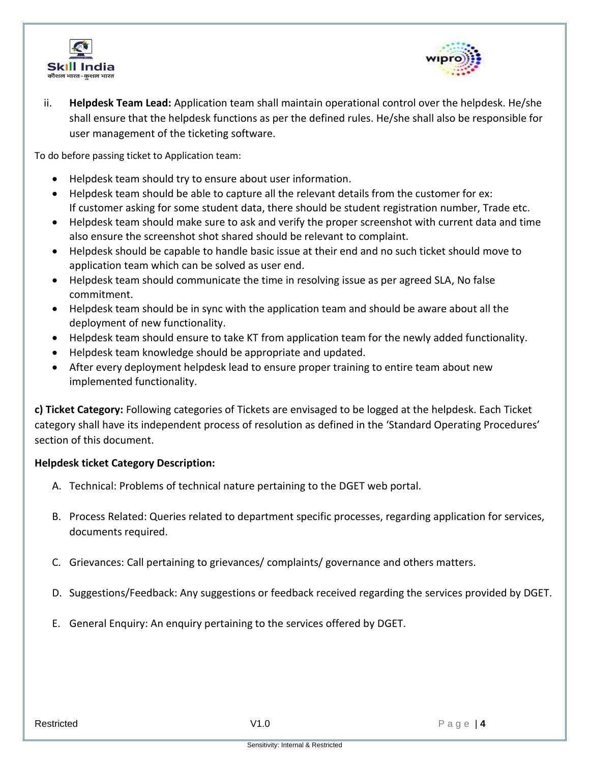ii. **Helpdesk Team Lead:** Application team shall maintain operational control over the helpdesk. He/she shall ensure that the helpdesk functions as per the defined rules. He/she shall also be responsible for user management of the ticketing software.

To do before passing ticket to Application team:

- Helpdesk team should try to ensure about user information.
- Helpdesk team should be able to capture all the relevant details from the customer for ex:
  If customer asking for some student data, there should be student registration number, Trade etc.
- Helpdesk team should make sure to ask and verify the proper screenshot with current data and time also ensure the screenshot shot shared should be relevant to complaint.
- Helpdesk should be capable to handle basic issue at their end and no such ticket should move to application team which can be solved as user end.
- Helpdesk team should communicate the time in resolving issue as per agreed SLA, No false commitment.
- Helpdesk team should be in sync with the application team and should be aware about all the deployment of new functionality.
- Helpdesk team should ensure to take KT from application team for the newly added functionality.
- Helpdesk team knowledge should be appropriate and updated.
- After every deployment helpdesk lead to ensure proper training to entire team about new implemented functionality.

**c) Ticket Category:** Following categories of Tickets are envisaged to be logged at the helpdesk. Each Ticket category shall have its independent process of resolution as defined in the 'Standard Operating Procedures' section of this document.

**Helpdesk ticket Category Description:**

A. Technical: Problems of technical nature pertaining to the DGET web portal.

B. Process Related: Queries related to department specific processes, regarding application for services, documents required.

C. Grievances: Call pertaining to grievances/ complaints/ governance and others matters.

D. Suggestions/Feedback: Any suggestions or feedback received regarding the services provided by DGET.

E. General Enquiry: An enquiry pertaining to the services offered by DGET.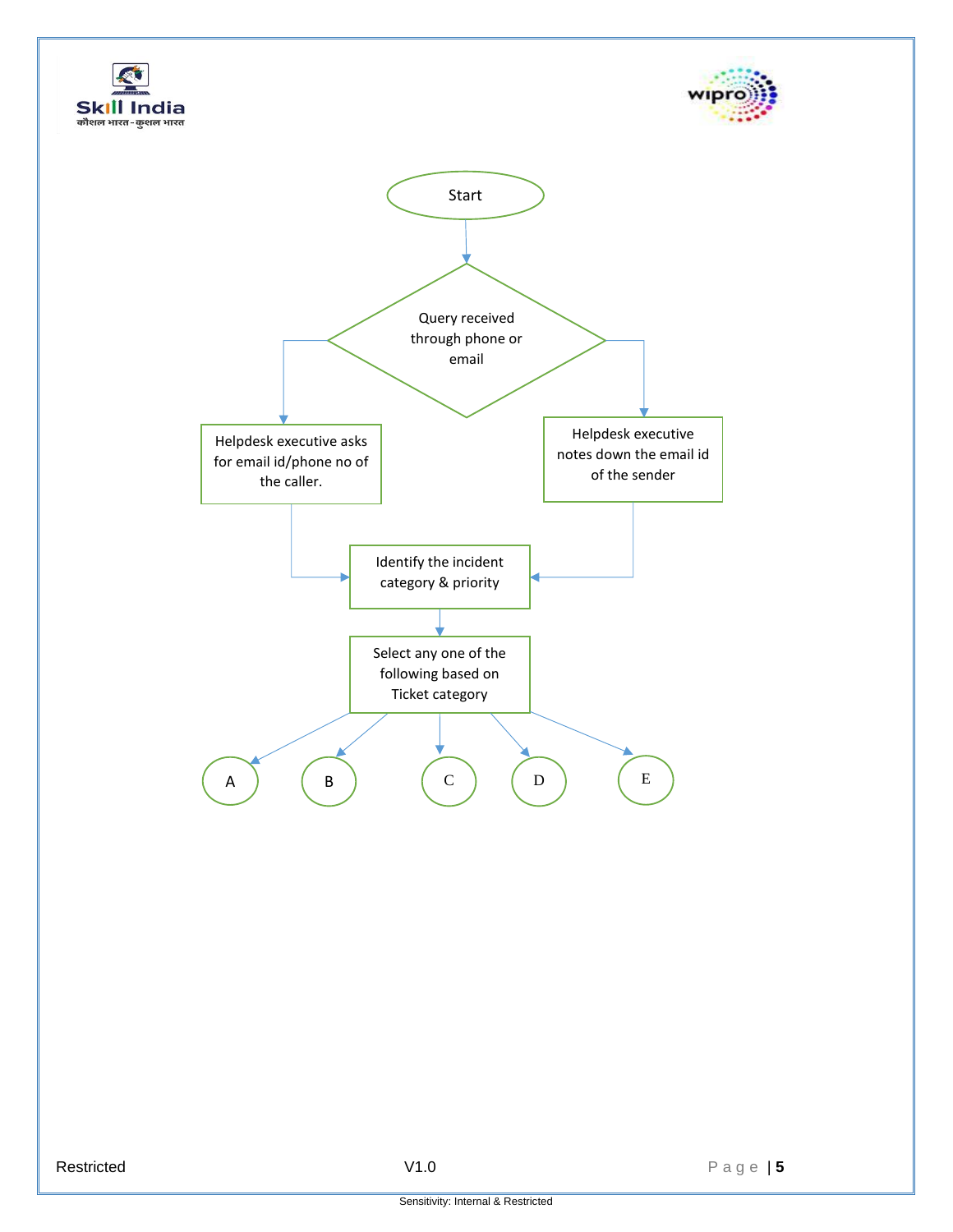Start

Query received through phone or email

Helpdesk executive asks for email id/phone no of the caller.

Helpdesk executive notes down the email id of the sender

Identify the incident category & priority

Select any one of the following based on Ticket category

A

B

C

D

E

Restricted

V1.0

Sensitivity: Internal & Restricted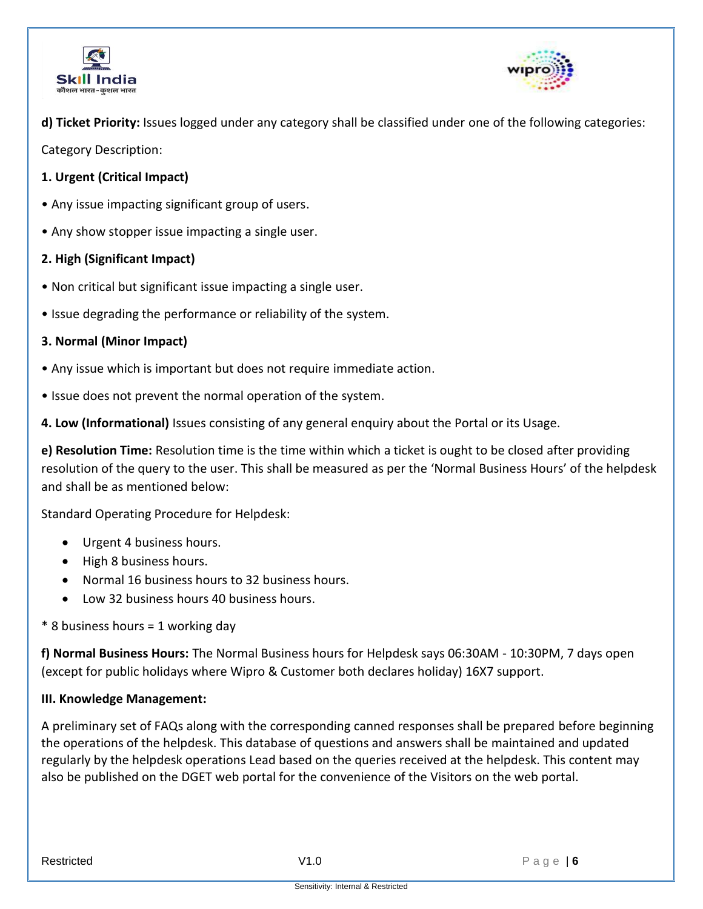**d) Ticket Priority:** Issues logged under any category shall be classified under one of the following categories:

Category Description:

**1. Urgent (Critical Impact)**

• Any issue impacting significant group of users.

• Any show stopper issue impacting a single user.

**2. High (Significant Impact)**

• Non critical but significant issue impacting a single user.

• Issue degrading the performance or reliability of the system.

**3. Normal (Minor Impact)**

• Any issue which is important but does not require immediate action.

• Issue does not prevent the normal operation of the system.

**4. Low (Informational)** Issues consisting of any general enquiry about the Portal or its Usage.

**e) Resolution Time:** Resolution time is the time within which a ticket is ought to be closed after providing resolution of the query to the user. This shall be measured as per the 'Normal Business Hours' of the helpdesk and shall be as mentioned below:

Standard Operating Procedure for Helpdesk:

- Urgent 4 business hours.
- High 8 business hours.
- Normal 16 business hours to 32 business hours.
- Low 32 business hours 40 business hours.

* 8 business hours = 1 working day

**f) Normal Business Hours:** The Normal Business hours for Helpdesk says 06:30AM - 10:30PM, 7 days open (except for public holidays where Wipro & Customer both declares holiday) 16X7 support.

**III. Knowledge Management:**

A preliminary set of FAQs along with the corresponding canned responses shall be prepared before beginning the operations of the helpdesk. This database of questions and answers shall be maintained and updated regularly by the helpdesk operations Lead based on the queries received at the helpdesk. This content may also be published on the DGET web portal for the convenience of the Visitors on the web portal.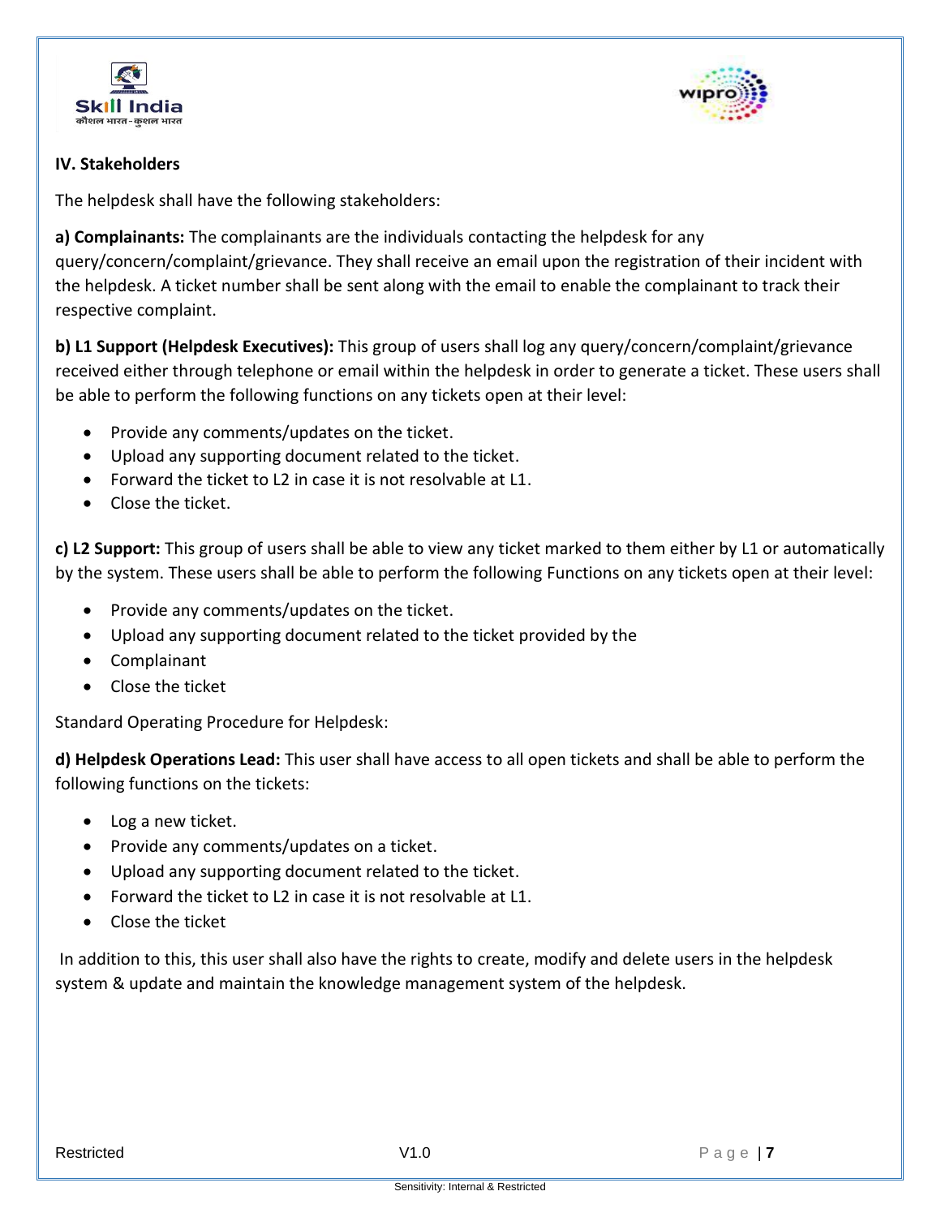### IV. Stakeholders

The helpdesk shall have the following stakeholders:

**a) Complainants:** The complainants are the individuals contacting the helpdesk for any query/concern/complaint/grievance. They shall receive an email upon the registration of their incident with the helpdesk. A ticket number shall be sent along with the email to enable the complainant to track their respective complaint.

**b) L1 Support (Helpdesk Executives):** This group of users shall log any query/concern/complaint/grievance received either through telephone or email within the helpdesk in order to generate a ticket. These users shall be able to perform the following functions on any tickets open at their level:

- Provide any comments/updates on the ticket.
- Upload any supporting document related to the ticket.
- Forward the ticket to L2 in case it is not resolvable at L1.
- Close the ticket.

**c) L2 Support:** This group of users shall be able to view any ticket marked to them either by L1 or automatically by the system. These users shall be able to perform the following Functions on any tickets open at their level:

- Provide any comments/updates on the ticket.
- Upload any supporting document related to the ticket provided by the
- Complainant
- Close the ticket

Standard Operating Procedure for Helpdesk:

**d) Helpdesk Operations Lead:** This user shall have access to all open tickets and shall be able to perform the following functions on the tickets:

- Log a new ticket.
- Provide any comments/updates on a ticket.
- Upload any supporting document related to the ticket.
- Forward the ticket to L2 in case it is not resolvable at L1.
- Close the ticket

In addition to this, this user shall also have the rights to create, modify and delete users in the helpdesk system & update and maintain the knowledge management system of the helpdesk.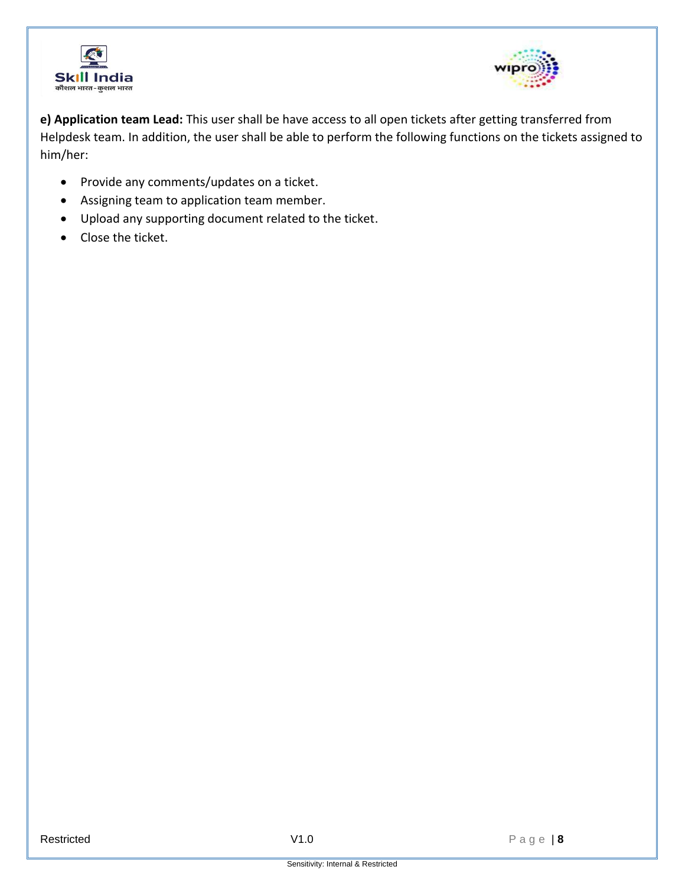**e) Application team Lead:** This user shall be have access to all open tickets after getting transferred from Helpdesk team. In addition, the user shall be able to perform the following functions on the tickets assigned to him/her:

- Provide any comments/updates on a ticket.
- Assigning team to application team member.
- Upload any supporting document related to the ticket.
- Close the ticket.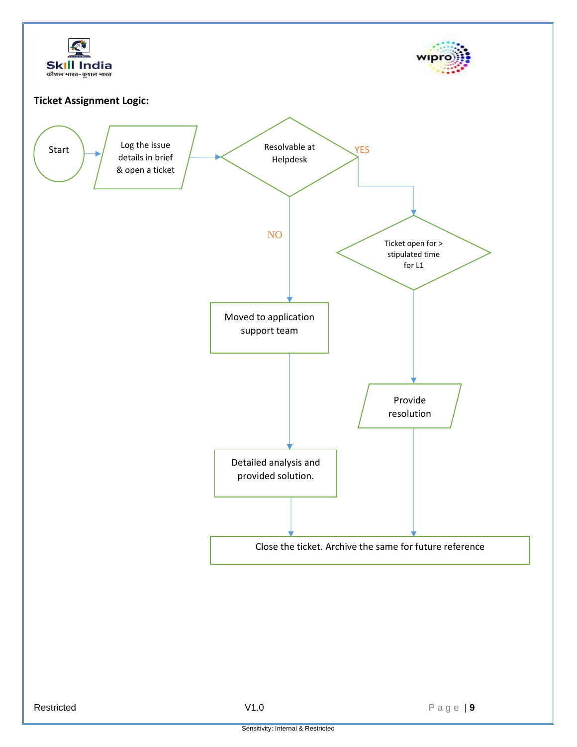**Ticket Assignment Logic:**

Start

Log the issue details in brief & open a ticket

Resolvable at Helpdesk

YES

NO

Ticket open for > stipulated time for L1

Moved to application support team

Provide resolution

Detailed analysis and provided solution.

Close the ticket. Archive the same for future reference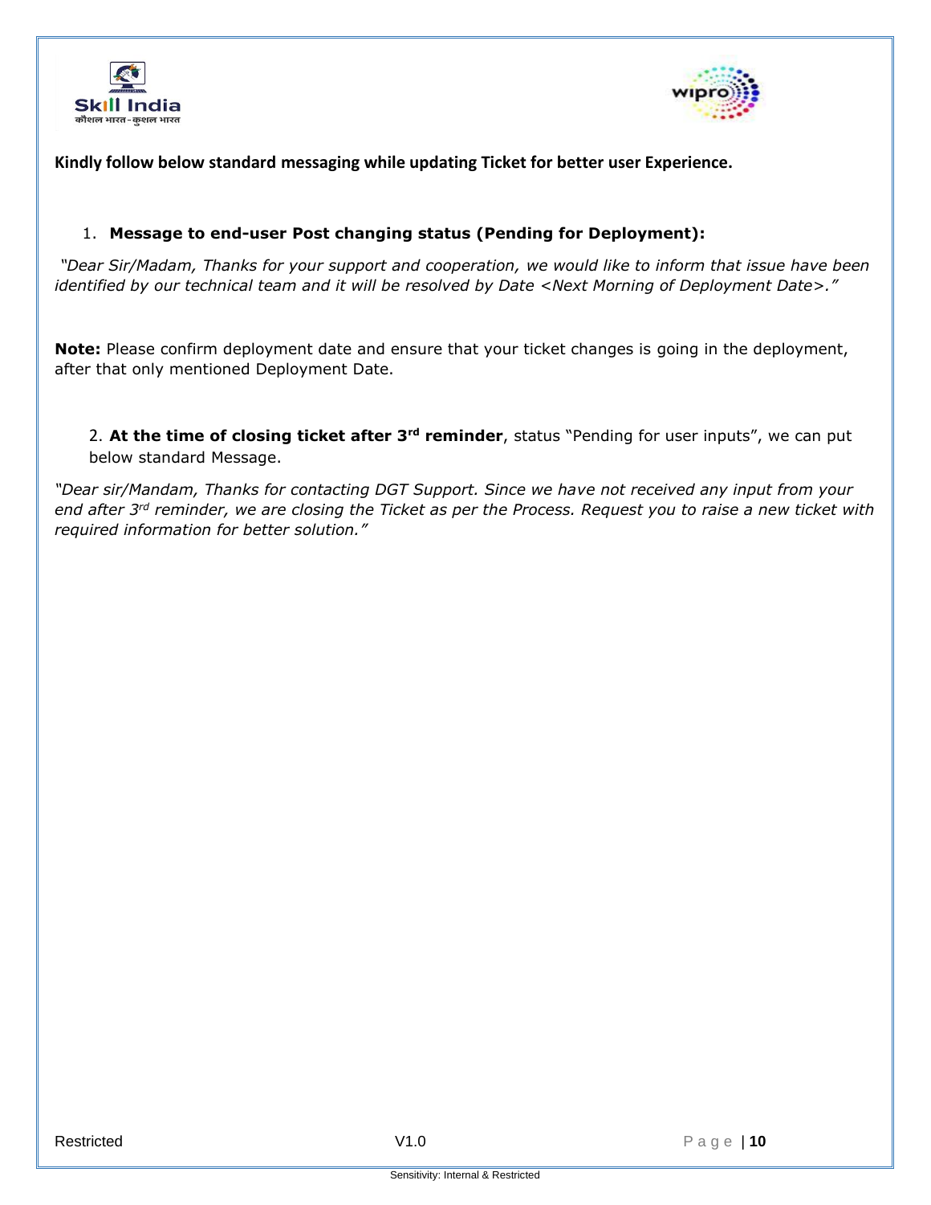**Kindly follow below standard messaging while updating Ticket for better user Experience.**

1. **Message to end-user Post changing status (Pending for Deployment):**

*"Dear Sir/Madam, Thanks for your support and cooperation, we would like to inform that issue have been identified by our technical team and it will be resolved by Date <Next Morning of Deployment Date>."*

**Note:** Please confirm deployment date and ensure that your ticket changes is going in the deployment, after that only mentioned Deployment Date.

2. **At the time of closing ticket after 3rd reminder**, status "Pending for user inputs", we can put below standard Message.

*"Dear sir/Mandam, Thanks for contacting DGT Support. Since we have not received any input from your end after 3rd reminder, we are closing the Ticket as per the Process. Request you to raise a new ticket with required information for better solution."*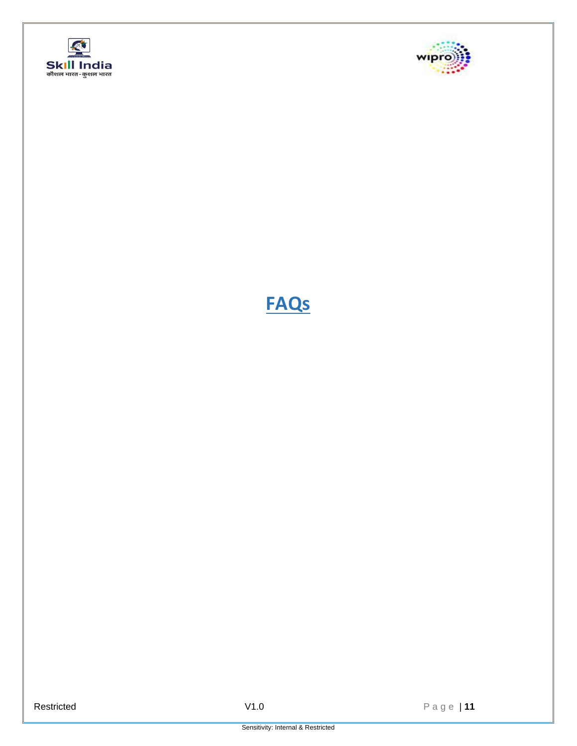# FAQs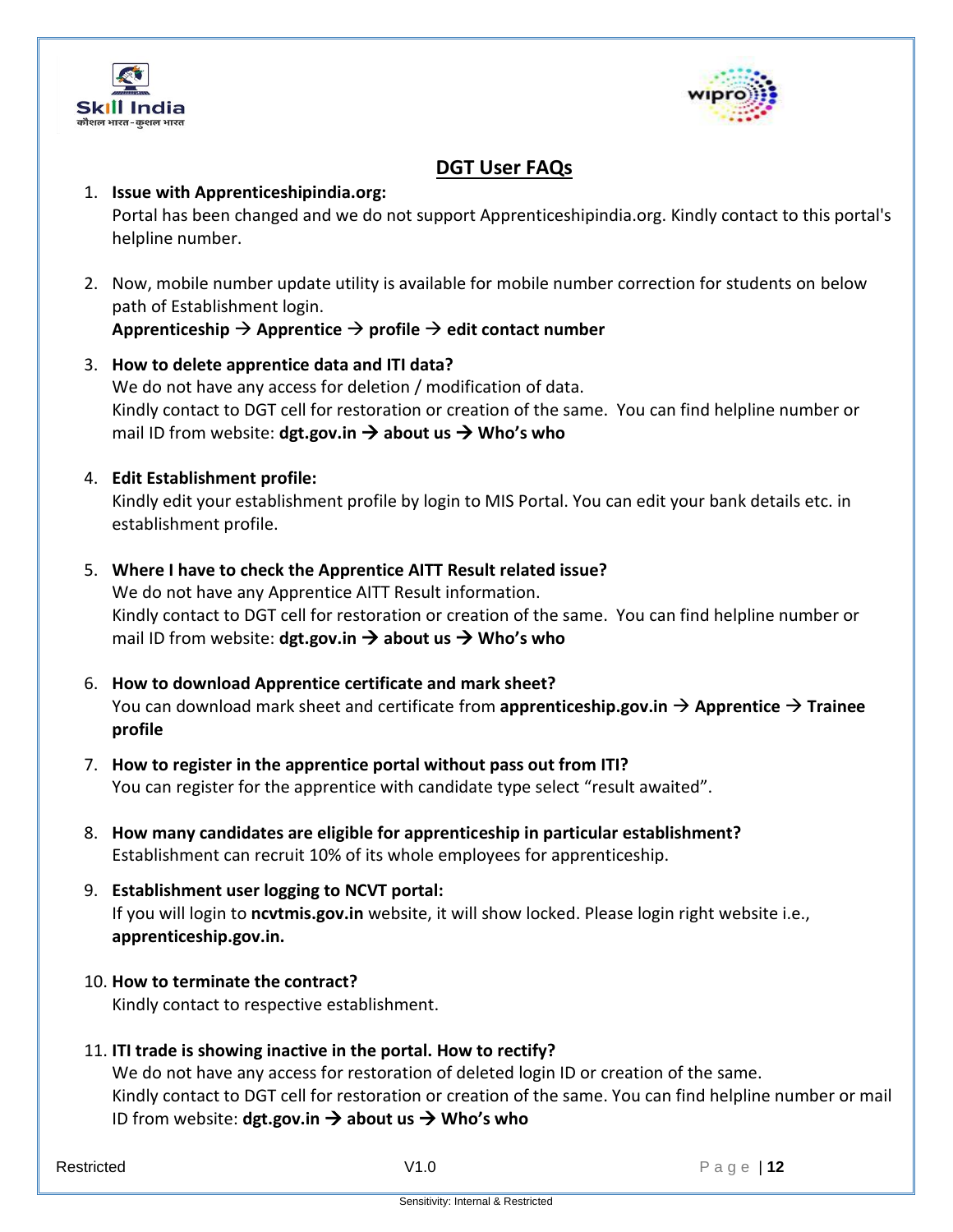## DGT User FAQs

1. **Issue with Apprenticeshipindia.org:**
   Portal has been changed and we do not support Apprenticeshipindia.org. Kindly contact to this portal's helpline number.

2. Now, mobile number update utility is available for mobile number correction for students on below path of Establishment login.
   **Apprenticeship → Apprentice → profile → edit contact number**

3. **How to delete apprentice data and ITI data?**
   We do not have any access for deletion / modification of data.
   Kindly contact to DGT cell for restoration or creation of the same. You can find helpline number or mail ID from website: **dgt.gov.in → about us → Who's who**

4. **Edit Establishment profile:**
   Kindly edit your establishment profile by login to MIS Portal. You can edit your bank details etc. in establishment profile.

5. **Where I have to check the Apprentice AITT Result related issue?**
   We do not have any Apprentice AITT Result information.
   Kindly contact to DGT cell for restoration or creation of the same. You can find helpline number or mail ID from website: **dgt.gov.in → about us → Who's who**

6. **How to download Apprentice certificate and mark sheet?**
   You can download mark sheet and certificate from **apprenticeship.gov.in → Apprentice → Trainee profile**

7. **How to register in the apprentice portal without pass out from ITI?**
   You can register for the apprentice with candidate type select "result awaited".

8. **How many candidates are eligible for apprenticeship in particular establishment?**
   Establishment can recruit 10% of its whole employees for apprenticeship.

9. **Establishment user logging to NCVT portal:**
   If you will login to **ncvtmis.gov.in** website, it will show locked. Please login right website i.e., **apprenticeship.gov.in.**

10. **How to terminate the contract?**
    Kindly contact to respective establishment.

11. **ITI trade is showing inactive in the portal. How to rectify?**
    We do not have any access for restoration of deleted login ID or creation of the same.
    Kindly contact to DGT cell for restoration or creation of the same. You can find helpline number or mail ID from website: **dgt.gov.in → about us → Who's who**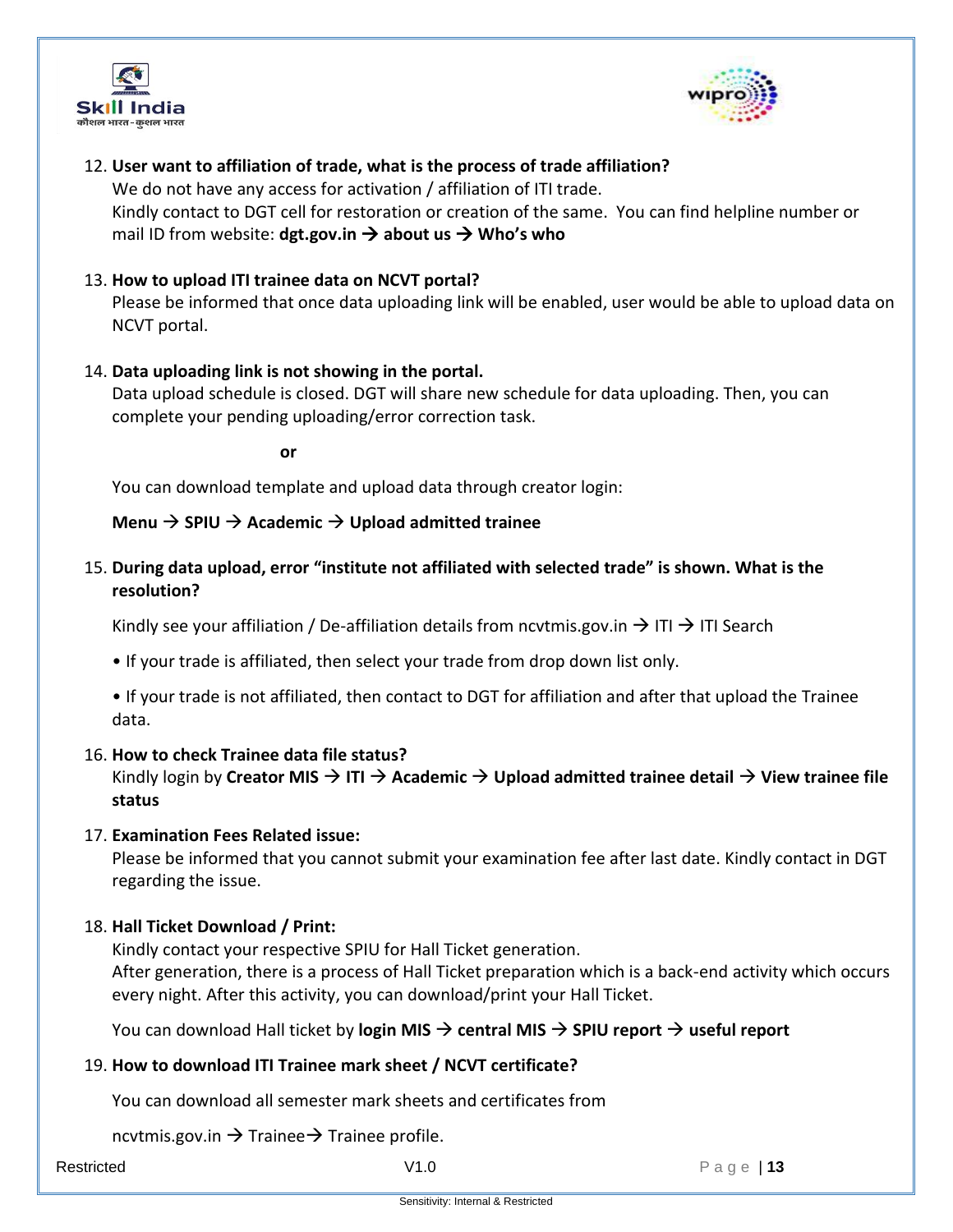12. **User want to affiliation of trade, what is the process of trade affiliation?**
    We do not have any access for activation / affiliation of ITI trade.
    Kindly contact to DGT cell for restoration or creation of the same. You can find helpline number or mail ID from website: **dgt.gov.in → about us → Who's who**

13. **How to upload ITI trainee data on NCVT portal?**
    Please be informed that once data uploading link will be enabled, user would be able to upload data on NCVT portal.

14. **Data uploading link is not showing in the portal.**
    Data upload schedule is closed. DGT will share new schedule for data uploading. Then, you can complete your pending uploading/error correction task.

    **or**

    You can download template and upload data through creator login:

    **Menu → SPIU → Academic → Upload admitted trainee**

15. **During data upload, error "institute not affiliated with selected trade" is shown. What is the resolution?**

    Kindly see your affiliation / De-affiliation details from ncvtmis.gov.in → ITI → ITI Search

    • If your trade is affiliated, then select your trade from drop down list only.

    • If your trade is not affiliated, then contact to DGT for affiliation and after that upload the Trainee data.

16. **How to check Trainee data file status?**
    Kindly login by **Creator MIS → ITI → Academic → Upload admitted trainee detail → View trainee file status**

17. **Examination Fees Related issue:**
    Please be informed that you cannot submit your examination fee after last date. Kindly contact in DGT regarding the issue.

18. **Hall Ticket Download / Print:**
    Kindly contact your respective SPIU for Hall Ticket generation.
    After generation, there is a process of Hall Ticket preparation which is a back-end activity which occurs every night. After this activity, you can download/print your Hall Ticket.

    You can download Hall ticket by **login MIS → central MIS → SPIU report → useful report**

19. **How to download ITI Trainee mark sheet / NCVT certificate?**

    You can download all semester mark sheets and certificates from

    ncvtmis.gov.in → Trainee→ Trainee profile.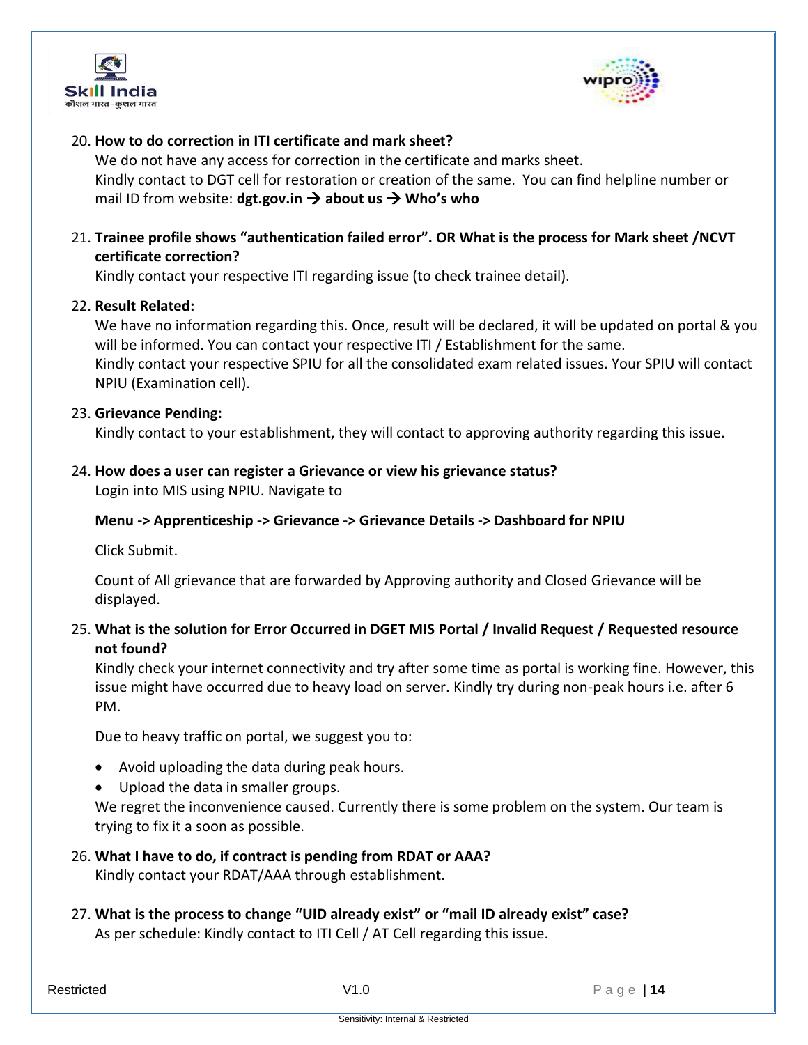20. **How to do correction in ITI certificate and mark sheet?**
    We do not have any access for correction in the certificate and marks sheet.
    Kindly contact to DGT cell for restoration or creation of the same. You can find helpline number or mail ID from website: **dgt.gov.in → about us → Who's who**

21. **Trainee profile shows "authentication failed error". OR What is the process for Mark sheet /NCVT certificate correction?**
    Kindly contact your respective ITI regarding issue (to check trainee detail).

22. **Result Related:**
    We have no information regarding this. Once, result will be declared, it will be updated on portal & you will be informed. You can contact your respective ITI / Establishment for the same.
    Kindly contact your respective SPIU for all the consolidated exam related issues. Your SPIU will contact NPIU (Examination cell).

23. **Grievance Pending:**
    Kindly contact to your establishment, they will contact to approving authority regarding this issue.

24. **How does a user can register a Grievance or view his grievance status?**
    Login into MIS using NPIU. Navigate to

    **Menu -> Apprenticeship -> Grievance -> Grievance Details -> Dashboard for NPIU**

    Click Submit.

    Count of All grievance that are forwarded by Approving authority and Closed Grievance will be displayed.

25. **What is the solution for Error Occurred in DGET MIS Portal / Invalid Request / Requested resource not found?**
    Kindly check your internet connectivity and try after some time as portal is working fine. However, this issue might have occurred due to heavy load on server. Kindly try during non-peak hours i.e. after 6 PM.

    Due to heavy traffic on portal, we suggest you to:

    - Avoid uploading the data during peak hours.
    - Upload the data in smaller groups.

    We regret the inconvenience caused. Currently there is some problem on the system. Our team is trying to fix it a soon as possible.

26. **What I have to do, if contract is pending from RDAT or AAA?**
    Kindly contact your RDAT/AAA through establishment.

27. **What is the process to change "UID already exist" or "mail ID already exist" case?**
    As per schedule: Kindly contact to ITI Cell / AT Cell regarding this issue.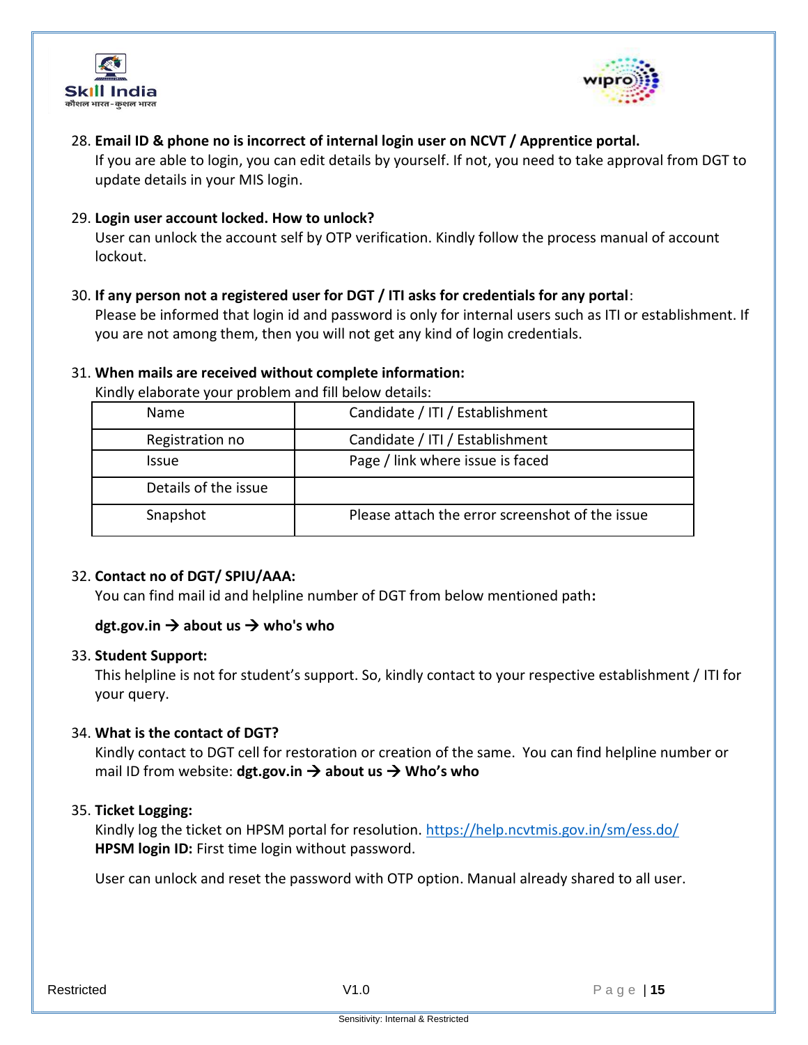28. **Email ID & phone no is incorrect of internal login user on NCVT / Apprentice portal.**
    If you are able to login, you can edit details by yourself. If not, you need to take approval from DGT to update details in your MIS login.

29. **Login user account locked. How to unlock?**
    User can unlock the account self by OTP verification. Kindly follow the process manual of account lockout.

30. **If any person not a registered user for DGT / ITI asks for credentials for any portal**:
    Please be informed that login id and password is only for internal users such as ITI or establishment. If you are not among them, then you will not get any kind of login credentials.

31. **When mails are received without complete information:**
    Kindly elaborate your problem and fill below details:

| Name | Candidate / ITI / Establishment |
|---|---|
| Registration no | Candidate / ITI / Establishment |
| Issue | Page / link where issue is faced |
| Details of the issue | |
| Snapshot | Please attach the error screenshot of the issue |

32. **Contact no of DGT/ SPIU/AAA:**
    You can find mail id and helpline number of DGT from below mentioned path**:**

    **dgt.gov.in → about us → who's who**

33. **Student Support:**
    This helpline is not for student's support. So, kindly contact to your respective establishment / ITI for your query.

34. **What is the contact of DGT?**
    Kindly contact to DGT cell for restoration or creation of the same. You can find helpline number or mail ID from website: **dgt.gov.in → about us → Who's who**

35. **Ticket Logging:**
    Kindly log the ticket on HPSM portal for resolution. https://help.ncvtmis.gov.in/sm/ess.do/
    **HPSM login ID:** First time login without password.

    User can unlock and reset the password with OTP option. Manual already shared to all user.